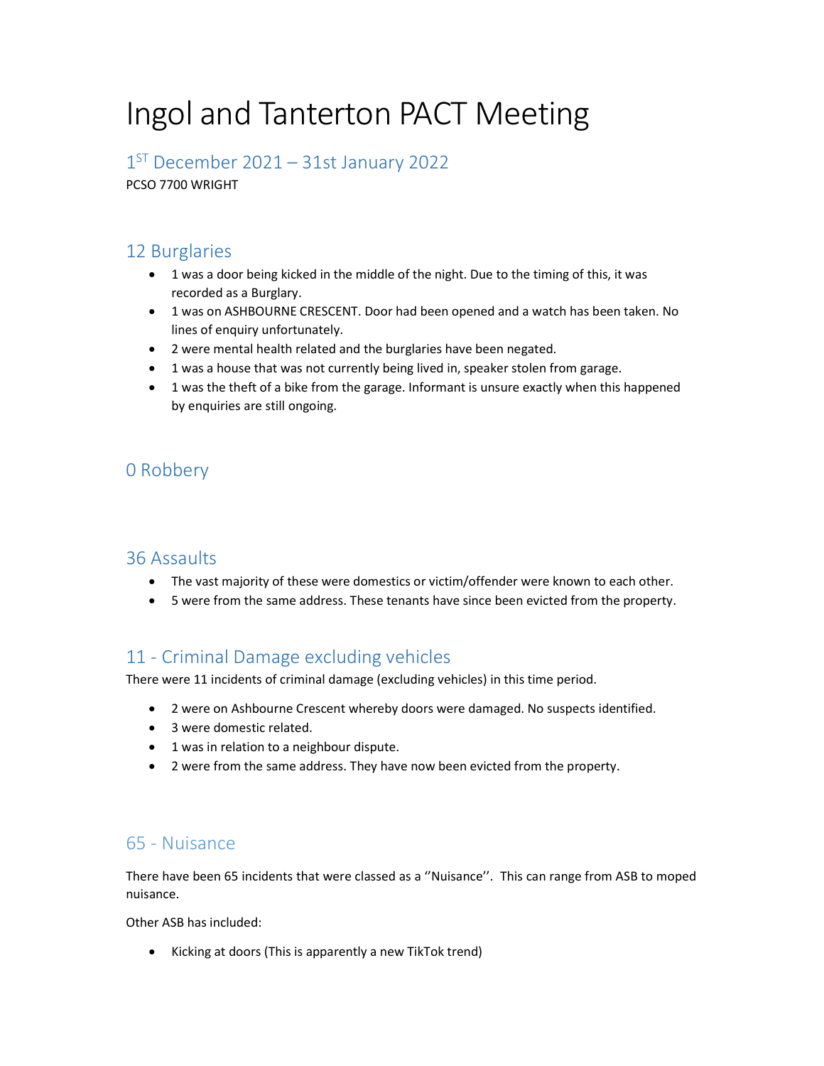# Ingol and Tanterton PACT Meeting

## 1ST December 2021 – 31st January 2022

PCSO 7700 WRIGHT

## 12 Burglaries

- 1 was a door being kicked in the middle of the night. Due to the timing of this, it was recorded as a Burglary.
- 1 was on ASHBOURNE CRESCENT. Door had been opened and a watch has been taken. No lines of enquiry unfortunately.
- 2 were mental health related and the burglaries have been negated.
- 1 was a house that was not currently being lived in, speaker stolen from garage.
- 1 was the theft of a bike from the garage. Informant is unsure exactly when this happened by enquiries are still ongoing.

## 0 Robbery

## 36 Assaults

- The vast majority of these were domestics or victim/offender were known to each other.
- 5 were from the same address. These tenants have since been evicted from the property.

## 11 - Criminal Damage excluding vehicles

There were 11 incidents of criminal damage (excluding vehicles) in this time period.

- 2 were on Ashbourne Crescent whereby doors were damaged. No suspects identified.
- 3 were domestic related.
- 1 was in relation to a neighbour dispute.
- 2 were from the same address. They have now been evicted from the property.

## 65 - Nuisance

There have been 65 incidents that were classed as a ''Nuisance''. This can range from ASB to moped nuisance.

Other ASB has included:

- Kicking at doors (This is apparently a new TikTok trend)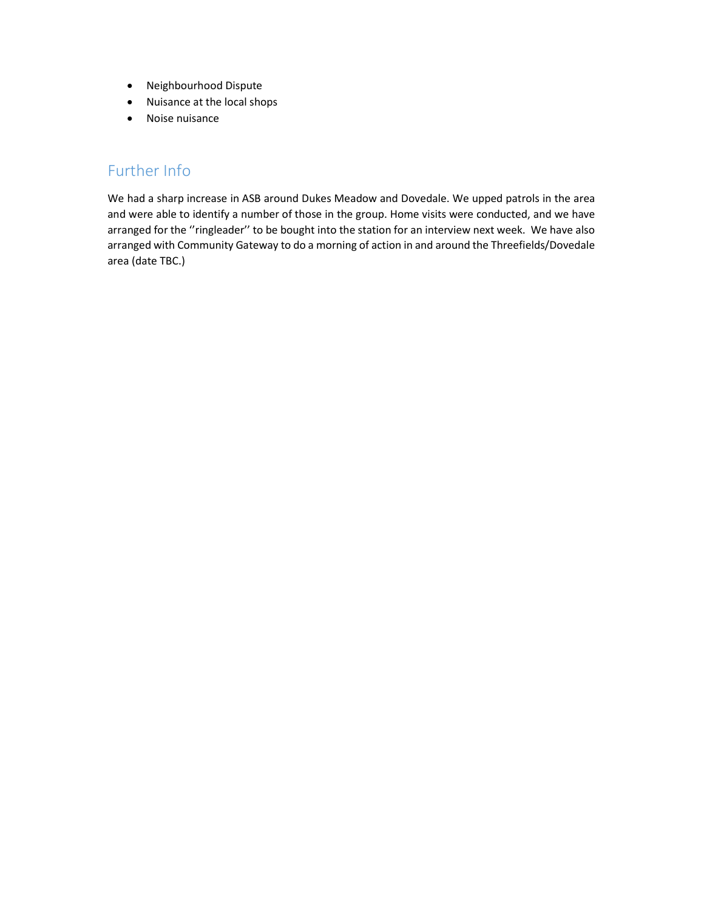- Neighbourhood Dispute
- Nuisance at the local shops
- Noise nuisance

## Further Info

We had a sharp increase in ASB around Dukes Meadow and Dovedale. We upped patrols in the area and were able to identify a number of those in the group. Home visits were conducted, and we have arranged for the ''ringleader'' to be bought into the station for an interview next week. We have also arranged with Community Gateway to do a morning of action in and around the Threefields/Dovedale area (date TBC.)